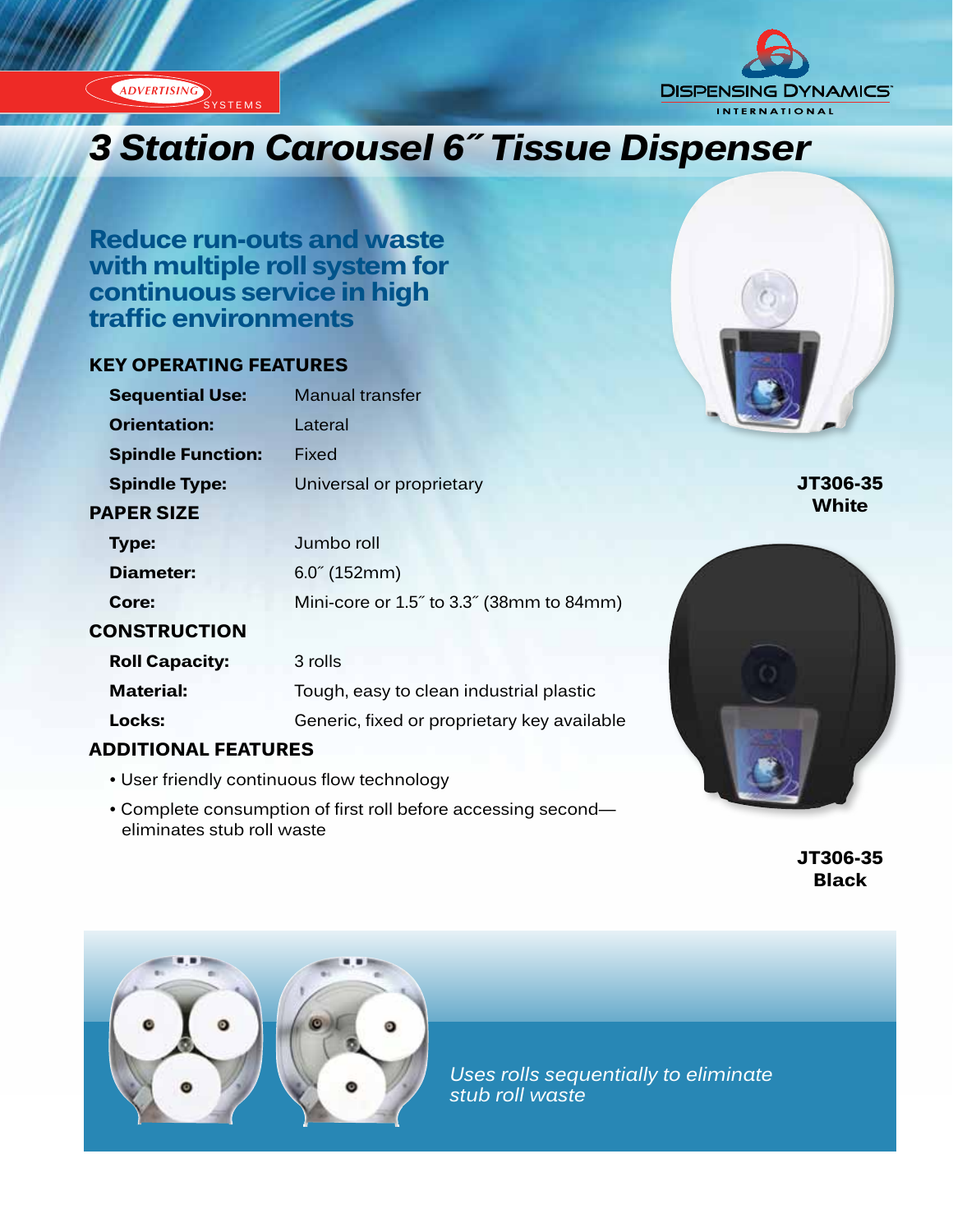ADVERTISING SYSTEMS

DISPENSING DYNAMICS INTERNATIONAL

# 3 Station Carousel 6″ Tissue Dispenser

## Reduce run-outs and waste with multiple roll system for continuous service in high traffic environments

### KEY OPERATING FEATURES

| | |
|---|---|
| **Sequential Use:** | Manual transfer |
| **Orientation:** | Lateral |
| **Spindle Function:** | Fixed |
| **Spindle Type:** | Universal or proprietary |

### PAPER SIZE

| | |
|---|---|
| **Type:** | Jumbo roll |
| **Diameter:** | 6.0″ (152mm) |
| **Core:** | Mini-core or 1.5″ to 3.3″ (38mm to 84mm) |

### CONSTRUCTION

| | |
|---|---|
| **Roll Capacity:** | 3 rolls |
| **Material:** | Tough, easy to clean industrial plastic |
| **Locks:** | Generic, fixed or proprietary key available |

### ADDITIONAL FEATURES

- User friendly continuous flow technology
- Complete consumption of first roll before accessing second—eliminates stub roll waste

**JT306-35**
**White**

**JT306-35**
**Black**

*Uses rolls sequentially to eliminate stub roll waste*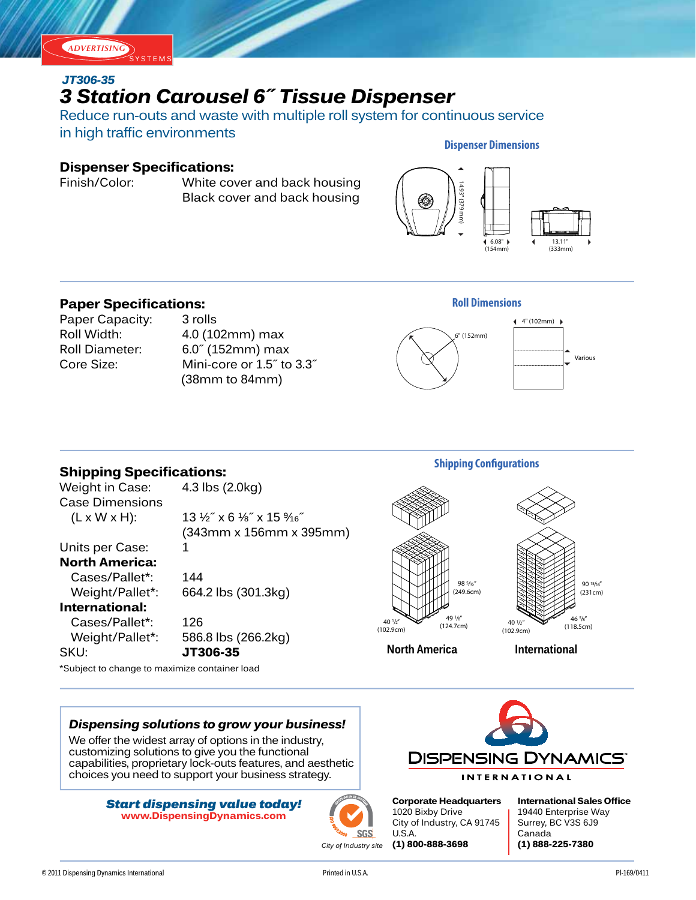ADVERTISING SYSTEMS

*JT306-35*

# 3 Station Carousel 6˝ Tissue Dispenser

Reduce run-outs and waste with multiple roll system for continuous service in high traffic environments

## Dispenser Specifications:

| | |
|---|---|
| Finish/Color: | White cover and back housing |
| | Black cover and back housing |

**Dispenser Dimensions**

14.93" (379mm)

6.08" (154mm)

13.11" (333mm)

## Paper Specifications:

| | |
|---|---|
| Paper Capacity: | 3 rolls |
| Roll Width: | 4.0 (102mm) max |
| Roll Diameter: | 6.0˝ (152mm) max |
| Core Size: | Mini-core or 1.5˝ to 3.3˝ (38mm to 84mm) |

**Roll Dimensions**

6" (152mm)

4" (102mm)

Various

## Shipping Specifications:

| | |
|---|---|
| Weight in Case: | 4.3 lbs (2.0kg) |
| Case Dimensions (L x W x H): | 13 ½˝ x 6 ⅛˝ x 15 9⁄16˝ (343mm x 156mm x 395mm) |
| Units per Case: | 1 |
| **North America:** | |
| Cases/Pallet*: | 144 |
| Weight/Pallet*: | 664.2 lbs (301.3kg) |
| **International:** | |
| Cases/Pallet*: | 126 |
| Weight/Pallet*: | 586.8 lbs (266.2kg) |
| SKU: | **JT306-35** |

*Subject to change to maximize container load

**Shipping Configurations**

98 5/16" (249.6cm)

40 ½" (102.9cm)

49 ⅛" (124.7cm)

**North America**

90 15/16" (231cm)

40 ½" (102.9cm)

46 ⅝" (118.5cm)

**International**

***Dispensing solutions to grow your business!***

We offer the widest array of options in the industry, customizing solutions to give you the functional capabilities, proprietary lock-outs features, and aesthetic choices you need to support your business strategy.

***Start dispensing value today!***
**www.DispensingDynamics.com**

ISO 9001:2008 SGS *City of Industry site*

DISPENSING DYNAMICS INTERNATIONAL

**Corporate Headquarters**
1020 Bixby Drive
City of Industry, CA 91745
U.S.A.
**(1) 800-888-3698**

**International Sales Office**
19440 Enterprise Way
Surrey, BC V3S 6J9
Canada
**(1) 888-225-7380**

© 2011 Dispensing Dynamics International

Printed in U.S.A.

PI-169/0411